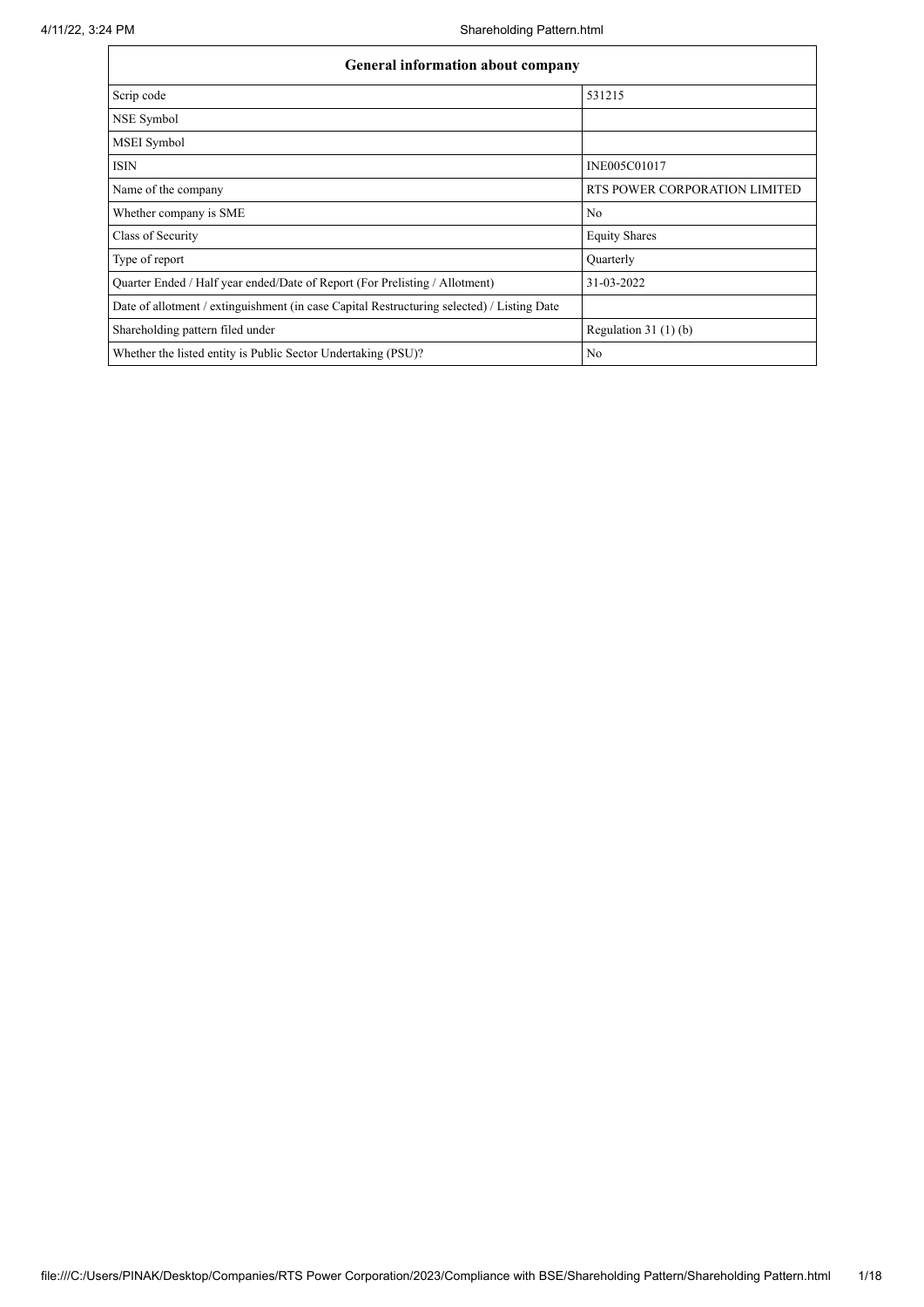| General information about company | |
|---|---|
| Scrip code | 531215 |
| NSE Symbol | |
| MSEI Symbol | |
| ISIN | INE005C01017 |
| Name of the company | RTS POWER CORPORATION LIMITED |
| Whether company is SME | No |
| Class of Security | Equity Shares |
| Type of report | Quarterly |
| Quarter Ended / Half year ended/Date of Report (For Prelisting / Allotment) | 31-03-2022 |
| Date of allotment / extinguishment (in case Capital Restructuring selected) / Listing Date | |
| Shareholding pattern filed under | Regulation 31 (1) (b) |
| Whether the listed entity is Public Sector Undertaking (PSU)? | No |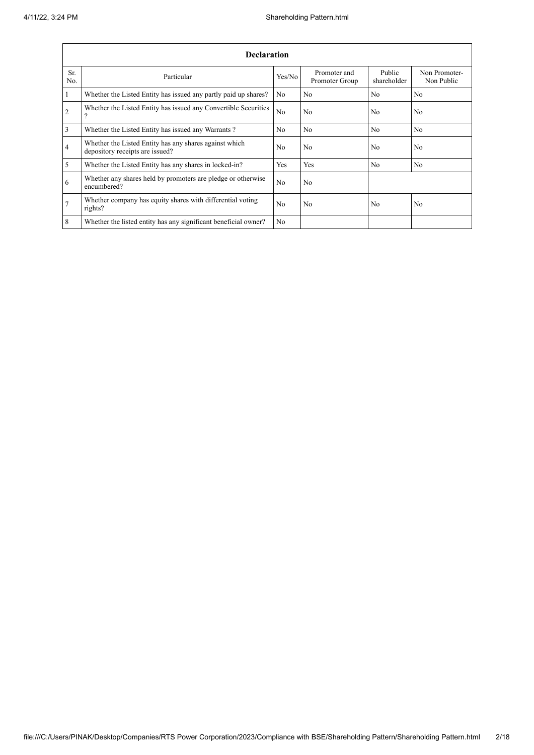| Declaration | | | | | |
|---|---|---|---|---|---|
| Sr. No. | Particular | Yes/No | Promoter and Promoter Group | Public shareholder | Non Promoter- Non Public |
| 1 | Whether the Listed Entity has issued any partly paid up shares? | No | No | No | No |
| 2 | Whether the Listed Entity has issued any Convertible Securities ? | No | No | No | No |
| 3 | Whether the Listed Entity has issued any Warrants ? | No | No | No | No |
| 4 | Whether the Listed Entity has any shares against which depository receipts are issued? | No | No | No | No |
| 5 | Whether the Listed Entity has any shares in locked-in? | Yes | Yes | No | No |
| 6 | Whether any shares held by promoters are pledge or otherwise encumbered? | No | No | | |
| 7 | Whether company has equity shares with differential voting rights? | No | No | No | No |
| 8 | Whether the listed entity has any significant beneficial owner? | No | | | |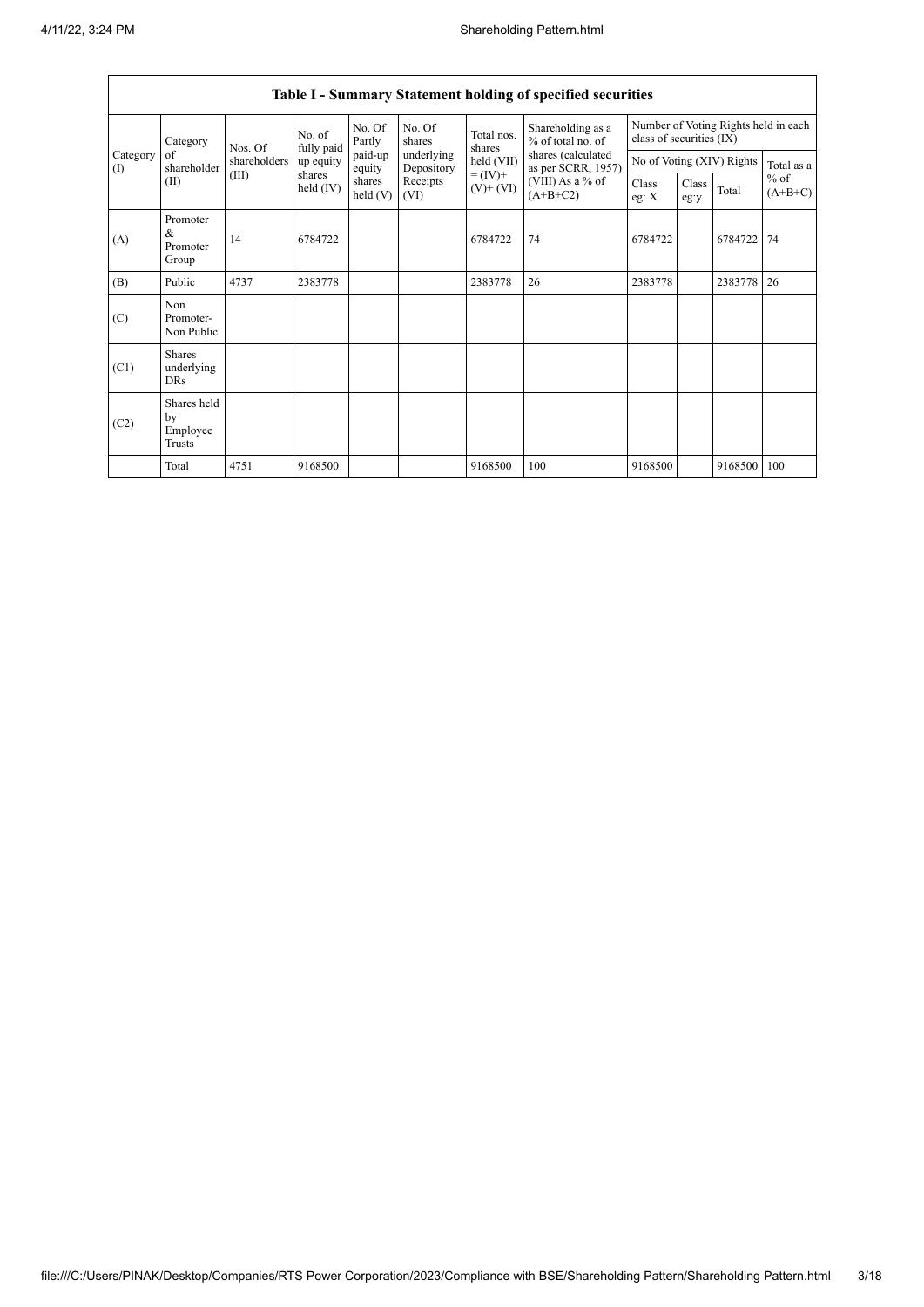| Table I - Summary Statement holding of specified securities | | | | | | | | | | | | |
|---|---|---|---|---|---|---|---|---|---|---|---|---|
| Category (I) | Category of shareholder (II) | Nos. Of shareholders (III) | No. of fully paid up equity shares held (IV) | No. Of Partly paid-up equity shares held (V) | No. Of shares underlying Depository Receipts (VI) | Total nos. shares held (VII) = (IV)+ (V)+ (VI) | Shareholding as a % of total no. of shares (calculated as per SCRR, 1957) (VIII) As a % of (A+B+C2) | Number of Voting Rights held in each class of securities (IX) | | | |
| | | | | | | | | No of Voting (XIV) Rights | | | Total as a % of (A+B+C) |
| | | | | | | | | Class eg: X | Class eg:y | Total | |
| (A) | Promoter & Promoter Group | 14 | 6784722 | | | 6784722 | 74 | 6784722 | | 6784722 | 74 |
| (B) | Public | 4737 | 2383778 | | | 2383778 | 26 | 2383778 | | 2383778 | 26 |
| (C) | Non Promoter- Non Public | | | | | | | | | | |
| (C1) | Shares underlying DRs | | | | | | | | | | |
| (C2) | Shares held by Employee Trusts | | | | | | | | | | |
| | Total | 4751 | 9168500 | | | 9168500 | 100 | 9168500 | | 9168500 | 100 |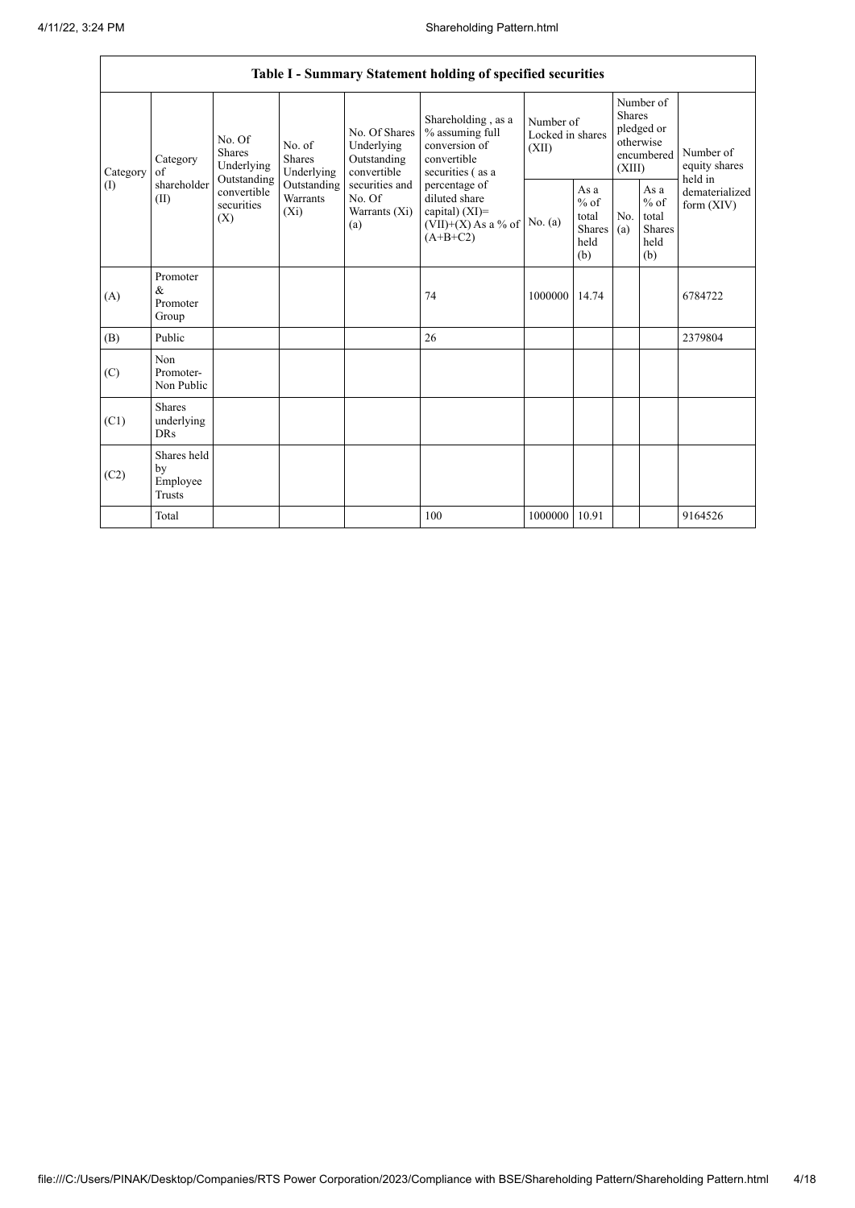| Table I - Summary Statement holding of specified securities | | | | | | | | | | | |
|---|---|---|---|---|---|---|---|---|---|---|---|
| Category (I) | Category of shareholder (II) | No. Of Shares Underlying Outstanding convertible securities (X) | No. of Shares Underlying Outstanding Warrants (Xi) | No. Of Shares Underlying Outstanding convertible securities and No. Of Warrants (Xi) (a) | Shareholding , as a % assuming full conversion of convertible securities ( as a percentage of diluted share capital) (XI)= (VII)+(X) As a % of (A+B+C2) | Number of Locked in shares (XII) | | Number of Shares pledged or otherwise encumbered (XIII) | | Number of equity shares held in dematerialized form (XIV) |
| | | | | | | No. (a) | As a % of total Shares held (b) | No. (a) | As a % of total Shares held (b) | |
| (A) | Promoter & Promoter Group | | | | 74 | 1000000 | 14.74 | | | 6784722 |
| (B) | Public | | | | 26 | | | | | 2379804 |
| (C) | Non Promoter- Non Public | | | | | | | | | |
| (C1) | Shares underlying DRs | | | | | | | | | |
| (C2) | Shares held by Employee Trusts | | | | | | | | | |
| | Total | | | | 100 | 1000000 | 10.91 | | | 9164526 |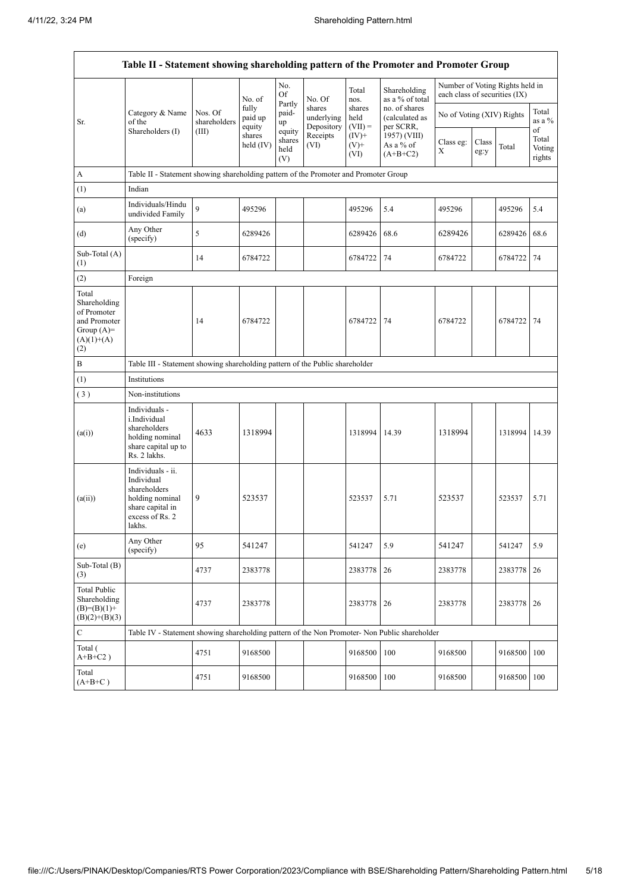| Table II - Statement showing shareholding pattern of the Promoter and Promoter Group | | | | | | | | | | | | |
|---|---|---|---|---|---|---|---|---|---|---|---|---|
| Sr. | Category & Name of the Shareholders (I) | Nos. Of shareholders (III) | No. of fully paid up equity shares held (IV) | No. Of Partly paid-up equity shares held (V) | No. Of shares underlying Depository Receipts (VI) | Total nos. shares held (VII) = (IV)+ (V)+ (VI) | Shareholding as a % of total no. of shares (calculated as per SCRR, 1957) (VIII) As a % of (A+B+C2) | Number of Voting Rights held in each class of securities (IX) | | | |
| | | | | | | | | No of Voting (XIV) Rights | | | Total as a % of Total Voting rights |
| | | | | | | | | Class eg: X | Class eg:y | Total | |
| A | Table II - Statement showing shareholding pattern of the Promoter and Promoter Group | | | | | | | | | | |
| (1) | Indian | | | | | | | | | | |
| (a) | Individuals/Hindu undivided Family | 9 | 495296 | | | 495296 | 5.4 | 495296 | | 495296 | 5.4 |
| (d) | Any Other (specify) | 5 | 6289426 | | | 6289426 | 68.6 | 6289426 | | 6289426 | 68.6 |
| Sub-Total (A) (1) | | 14 | 6784722 | | | 6784722 | 74 | 6784722 | | 6784722 | 74 |
| (2) | Foreign | | | | | | | | | | |
| Total Shareholding of Promoter and Promoter Group (A)= (A)(1)+(A)(2) | | 14 | 6784722 | | | 6784722 | 74 | 6784722 | | 6784722 | 74 |
| B | Table III - Statement showing shareholding pattern of the Public shareholder | | | | | | | | | | |
| (1) | Institutions | | | | | | | | | | |
| (3) | Non-institutions | | | | | | | | | | |
| (a(i)) | Individuals - i.Individual shareholders holding nominal share capital up to Rs. 2 lakhs. | 4633 | 1318994 | | | 1318994 | 14.39 | 1318994 | | 1318994 | 14.39 |
| (a(ii)) | Individuals - ii. Individual shareholders holding nominal share capital in excess of Rs. 2 lakhs. | 9 | 523537 | | | 523537 | 5.71 | 523537 | | 523537 | 5.71 |
| (e) | Any Other (specify) | 95 | 541247 | | | 541247 | 5.9 | 541247 | | 541247 | 5.9 |
| Sub-Total (B) (3) | | 4737 | 2383778 | | | 2383778 | 26 | 2383778 | | 2383778 | 26 |
| Total Public Shareholding (B)=(B)(1)+(B)(2)+(B)(3) | | 4737 | 2383778 | | | 2383778 | 26 | 2383778 | | 2383778 | 26 |
| C | Table IV - Statement showing shareholding pattern of the Non Promoter- Non Public shareholder | | | | | | | | | | |
| Total ( A+B+C2 ) | | 4751 | 9168500 | | | 9168500 | 100 | 9168500 | | 9168500 | 100 |
| Total (A+B+C ) | | 4751 | 9168500 | | | 9168500 | 100 | 9168500 | | 9168500 | 100 |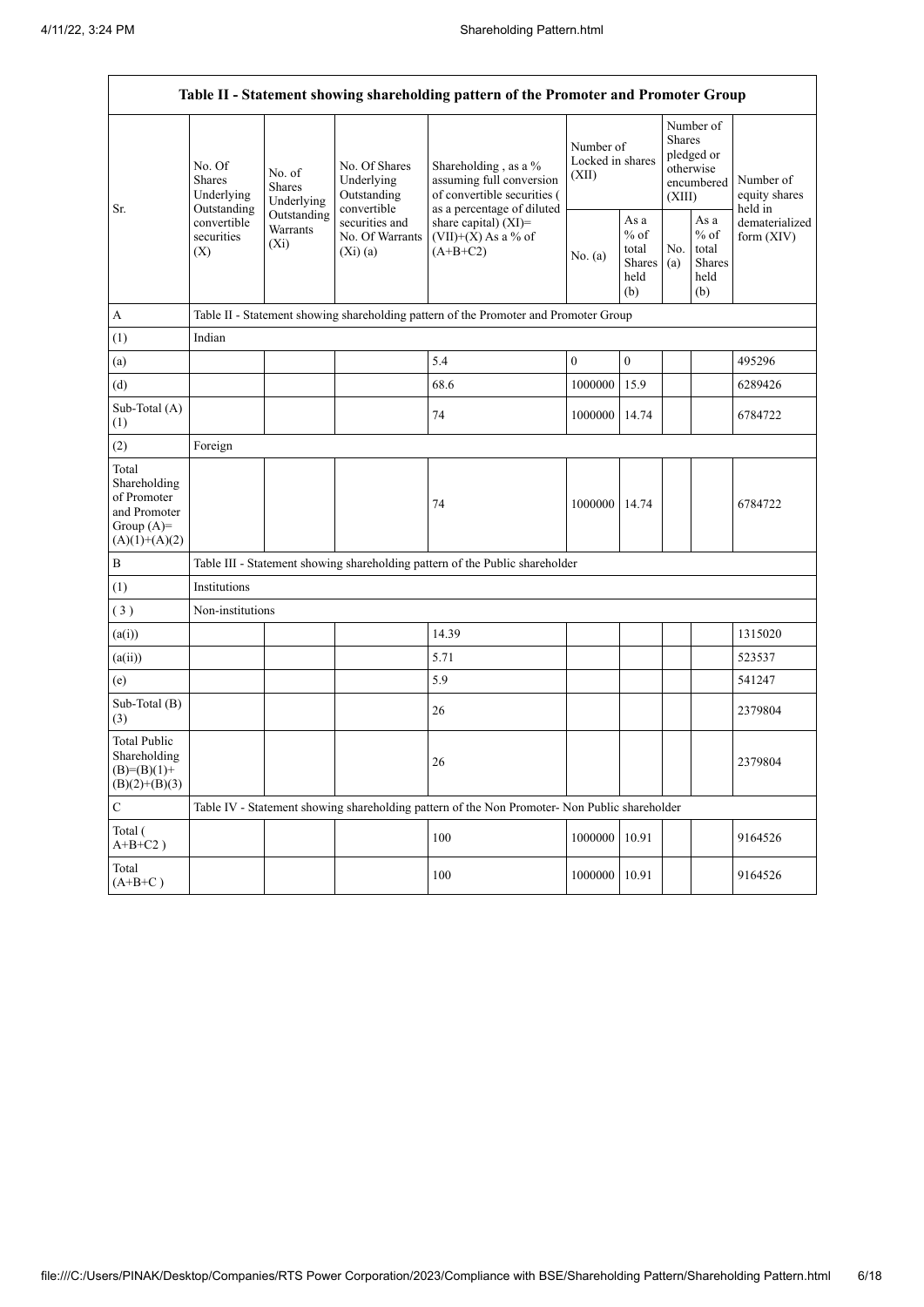| Table II - Statement showing shareholding pattern of the Promoter and Promoter Group | | | | | | | | | |
|---|---|---|---|---|---|---|---|---|---|
| Sr. | No. Of Shares Underlying Outstanding convertible securities (X) | No. of Shares Underlying Outstanding Warrants (Xi) | No. Of Shares Underlying Outstanding convertible securities and No. Of Warrants (Xi) (a) | Shareholding , as a % assuming full conversion of convertible securities ( as a percentage of diluted share capital) (XI)= (VII)+(X) As a % of (A+B+C2) | Number of Locked in shares (XII) | | Number of Shares pledged or otherwise encumbered (XIII) | | Number of equity shares held in dematerialized form (XIV) |
| | | | | | No. (a) | As a % of total Shares held (b) | No. (a) | As a % of total Shares held (b) | |
| A | Table II - Statement showing shareholding pattern of the Promoter and Promoter Group | | | | | | | | |
| (1) | Indian | | | | | | | | |
| (a) | | | | 5.4 | 0 | 0 | | | 495296 |
| (d) | | | | 68.6 | 1000000 | 15.9 | | | 6289426 |
| Sub-Total (A) (1) | | | | 74 | 1000000 | 14.74 | | | 6784722 |
| (2) | Foreign | | | | | | | | |
| Total Shareholding of Promoter and Promoter Group (A)= (A)(1)+(A)(2) | | | | 74 | 1000000 | 14.74 | | | 6784722 |
| B | Table III - Statement showing shareholding pattern of the Public shareholder | | | | | | | | |
| (1) | Institutions | | | | | | | | |
| (3) | Non-institutions | | | | | | | | |
| (a(i)) | | | | 14.39 | | | | | 1315020 |
| (a(ii)) | | | | 5.71 | | | | | 523537 |
| (e) | | | | 5.9 | | | | | 541247 |
| Sub-Total (B) (3) | | | | 26 | | | | | 2379804 |
| Total Public Shareholding (B)=(B)(1)+ (B)(2)+(B)(3) | | | | 26 | | | | | 2379804 |
| C | Table IV - Statement showing shareholding pattern of the Non Promoter- Non Public shareholder | | | | | | | | |
| Total ( A+B+C2 ) | | | | 100 | 1000000 | 10.91 | | | 9164526 |
| Total (A+B+C ) | | | | 100 | 1000000 | 10.91 | | | 9164526 |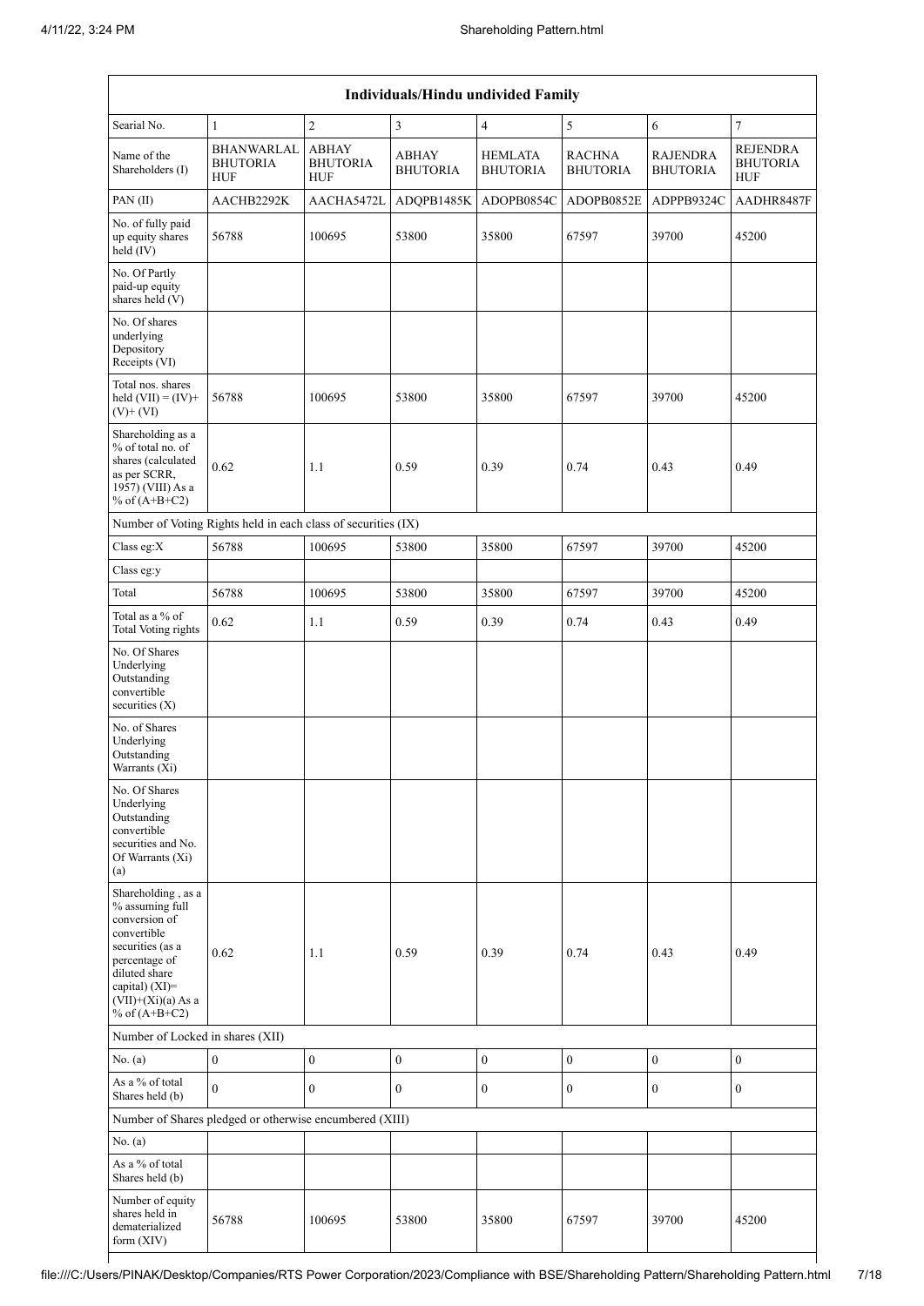| Individuals/Hindu undivided Family | | | | | | | |
|---|---|---|---|---|---|---|---|
| Searial No. | 1 | 2 | 3 | 4 | 5 | 6 | 7 |
| Name of the Shareholders (I) | BHANWARLAL BHUTORIA HUF | ABHAY BHUTORIA HUF | ABHAY BHUTORIA | HEMLATA BHUTORIA | RACHNA BHUTORIA | RAJENDRA BHUTORIA | REJENDRA BHUTORIA HUF |
| PAN (II) | AACHB2292K | AACHA5472L | ADQPB1485K | ADOPB0854C | ADOPB0852E | ADPPB9324C | AADHR8487F |
| No. of fully paid up equity shares held (IV) | 56788 | 100695 | 53800 | 35800 | 67597 | 39700 | 45200 |
| No. Of Partly paid-up equity shares held (V) | | | | | | | |
| No. Of shares underlying Depository Receipts (VI) | | | | | | | |
| Total nos. shares held (VII) = (IV)+ (V)+ (VI) | 56788 | 100695 | 53800 | 35800 | 67597 | 39700 | 45200 |
| Shareholding as a % of total no. of shares (calculated as per SCRR, 1957) (VIII) As a % of (A+B+C2) | 0.62 | 1.1 | 0.59 | 0.39 | 0.74 | 0.43 | 0.49 |
| Number of Voting Rights held in each class of securities (IX) | | | | | | | |
| Class eg:X | 56788 | 100695 | 53800 | 35800 | 67597 | 39700 | 45200 |
| Class eg:y | | | | | | | |
| Total | 56788 | 100695 | 53800 | 35800 | 67597 | 39700 | 45200 |
| Total as a % of Total Voting rights | 0.62 | 1.1 | 0.59 | 0.39 | 0.74 | 0.43 | 0.49 |
| No. Of Shares Underlying Outstanding convertible securities (X) | | | | | | | |
| No. of Shares Underlying Outstanding Warrants (Xi) | | | | | | | |
| No. Of Shares Underlying Outstanding convertible securities and No. Of Warrants (Xi) (a) | | | | | | | |
| Shareholding , as a % assuming full conversion of convertible securities (as a percentage of diluted share capital) (XI)= (VII)+(Xi)(a) As a % of (A+B+C2) | 0.62 | 1.1 | 0.59 | 0.39 | 0.74 | 0.43 | 0.49 |
| Number of Locked in shares (XII) | | | | | | | |
| No. (a) | 0 | 0 | 0 | 0 | 0 | 0 | 0 |
| As a % of total Shares held (b) | 0 | 0 | 0 | 0 | 0 | 0 | 0 |
| Number of Shares pledged or otherwise encumbered (XIII) | | | | | | | |
| No. (a) | | | | | | | |
| As a % of total Shares held (b) | | | | | | | |
| Number of equity shares held in dematerialized form (XIV) | 56788 | 100695 | 53800 | 35800 | 67597 | 39700 | 45200 |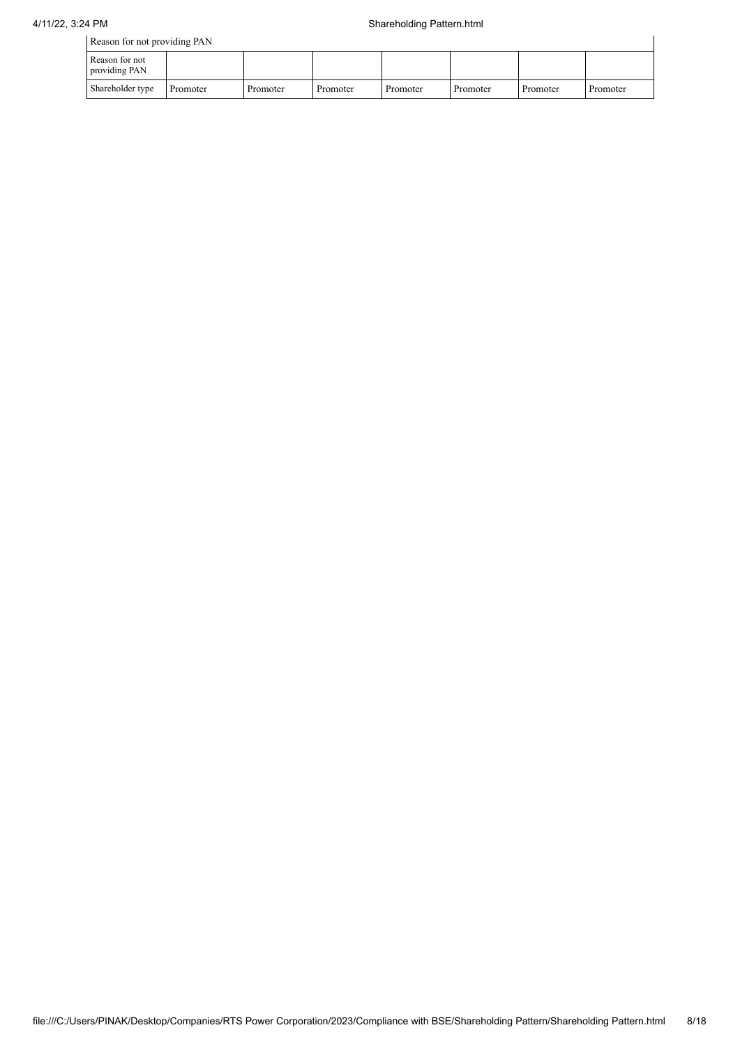| Reason for not providing PAN | | | | | | | |
|---|---|---|---|---|---|---|---|
| Reason for not providing PAN | | | | | | | |
| Shareholder type | Promoter | Promoter | Promoter | Promoter | Promoter | Promoter | Promoter |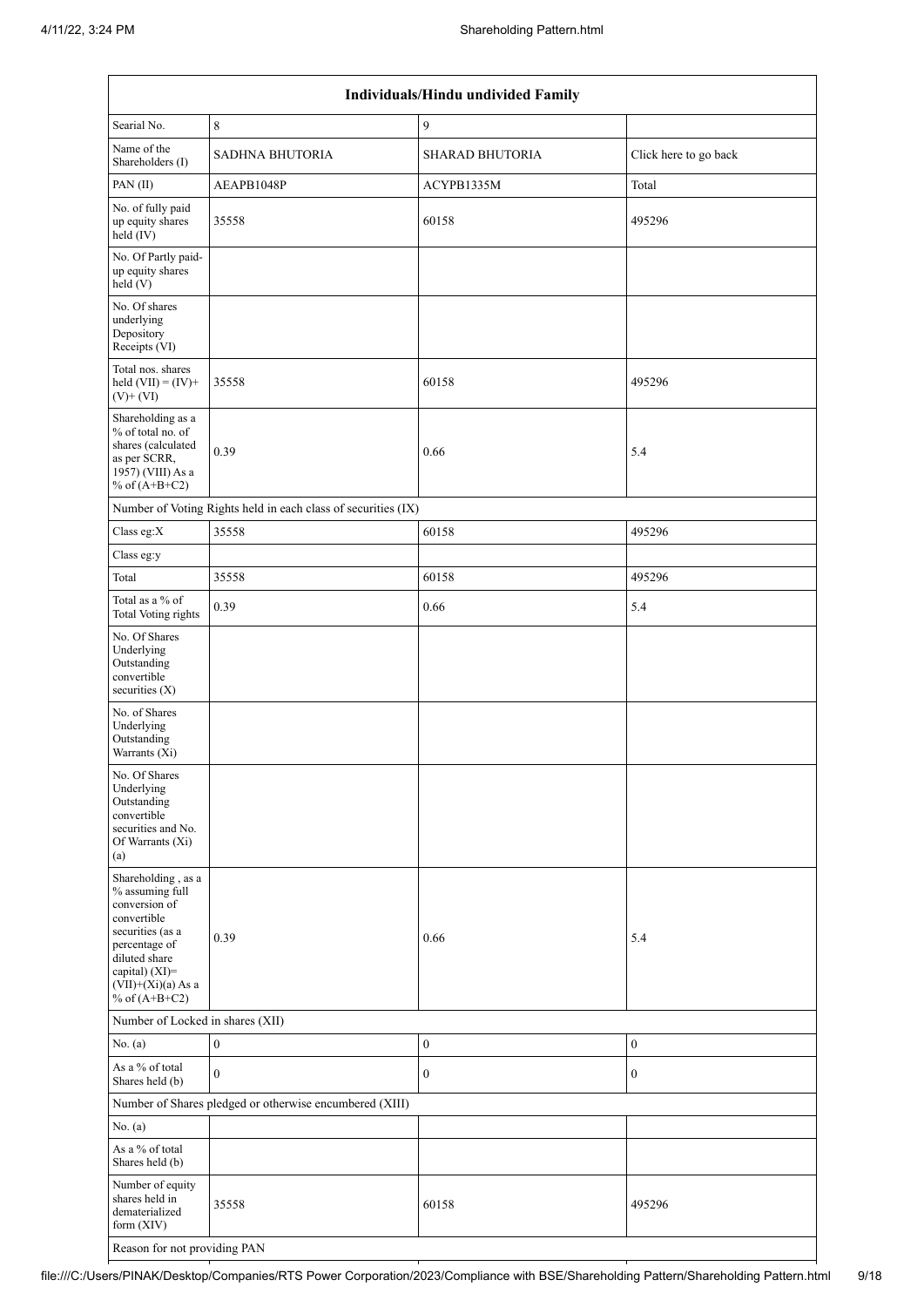| Individuals/Hindu undivided Family | | | |
|---|---|---|---|
| Searial No. | 8 | 9 | |
| Name of the Shareholders (I) | SADHNA BHUTORIA | SHARAD BHUTORIA | Click here to go back |
| PAN (II) | AEAPB1048P | ACYPB1335M | Total |
| No. of fully paid up equity shares held (IV) | 35558 | 60158 | 495296 |
| No. Of Partly paid-up equity shares held (V) | | | |
| No. Of shares underlying Depository Receipts (VI) | | | |
| Total nos. shares held (VII) = (IV)+(V)+ (VI) | 35558 | 60158 | 495296 |
| Shareholding as a % of total no. of shares (calculated as per SCRR, 1957) (VIII) As a % of (A+B+C2) | 0.39 | 0.66 | 5.4 |
| Number of Voting Rights held in each class of securities (IX) | | | |
| Class eg:X | 35558 | 60158 | 495296 |
| Class eg:y | | | |
| Total | 35558 | 60158 | 495296 |
| Total as a % of Total Voting rights | 0.39 | 0.66 | 5.4 |
| No. Of Shares Underlying Outstanding convertible securities (X) | | | |
| No. of Shares Underlying Outstanding Warrants (Xi) | | | |
| No. Of Shares Underlying Outstanding convertible securities and No. Of Warrants (Xi) (a) | | | |
| Shareholding , as a % assuming full conversion of convertible securities (as a percentage of diluted share capital) (XI)= (VII)+(Xi)(a) As a % of (A+B+C2) | 0.39 | 0.66 | 5.4 |
| Number of Locked in shares (XII) | | | |
| No. (a) | 0 | 0 | 0 |
| As a % of total Shares held (b) | 0 | 0 | 0 |
| Number of Shares pledged or otherwise encumbered (XIII) | | | |
| No. (a) | | | |
| As a % of total Shares held (b) | | | |
| Number of equity shares held in dematerialized form (XIV) | 35558 | 60158 | 495296 |
| Reason for not providing PAN | | | |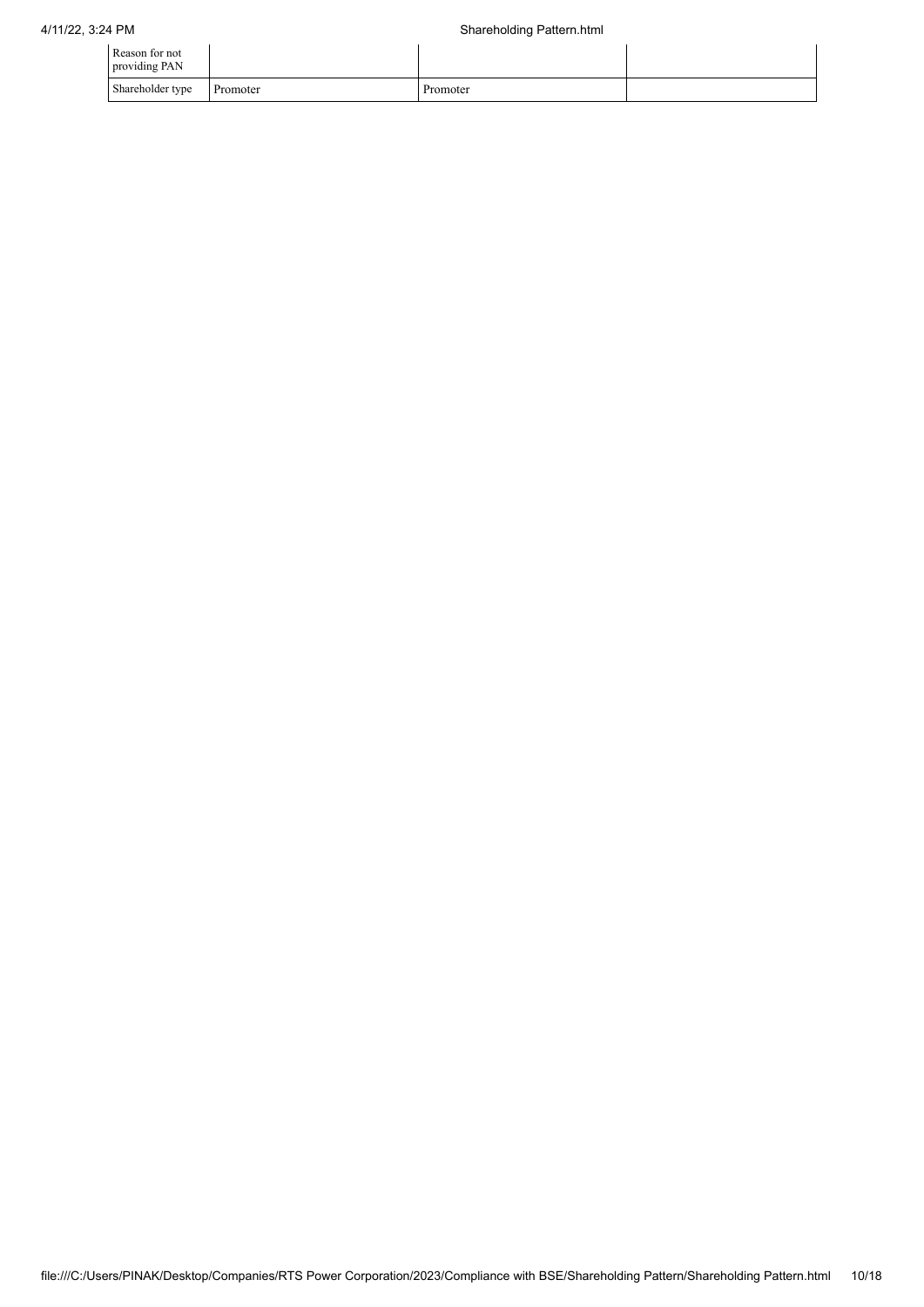| Reason for not providing PAN | | | |
|---|---|---|---|
| Shareholder type | Promoter | Promoter | |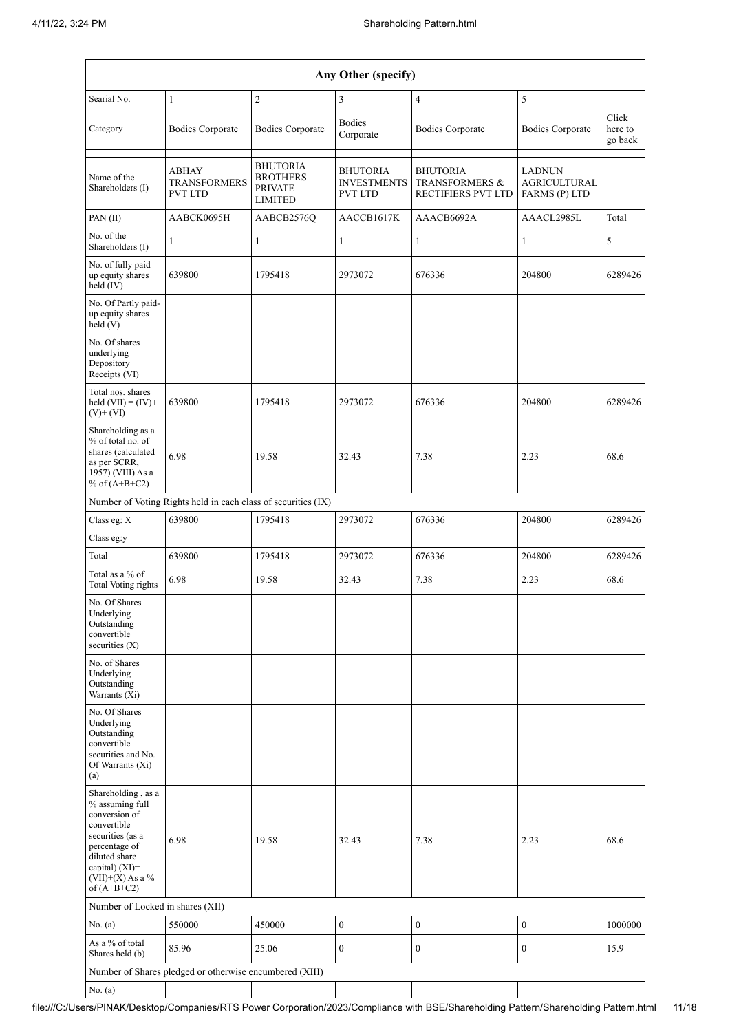| Any Other (specify) | | | | | | |
|---|---|---|---|---|---|---|
| Searial No. | 1 | 2 | 3 | 4 | 5 | |
| Category | Bodies Corporate | Bodies Corporate | Bodies Corporate | Bodies Corporate | Bodies Corporate | Click here to go back |
| Name of the Shareholders (I) | ABHAY TRANSFORMERS PVT LTD | BHUTORIA BROTHERS PRIVATE LIMITED | BHUTORIA INVESTMENTS PVT LTD | BHUTORIA TRANSFORMERS & RECTIFIERS PVT LTD | LADNUN AGRICULTURAL FARMS (P) LTD | |
| PAN (II) | AABCK0695H | AABCB2576Q | AACCB1617K | AAACB6692A | AAACL2985L | Total |
| No. of the Shareholders (I) | 1 | 1 | 1 | 1 | 1 | 5 |
| No. of fully paid up equity shares held (IV) | 639800 | 1795418 | 2973072 | 676336 | 204800 | 6289426 |
| No. Of Partly paid-up equity shares held (V) | | | | | | |
| No. Of shares underlying Depository Receipts (VI) | | | | | | |
| Total nos. shares held (VII) = (IV)+ (V)+ (VI) | 639800 | 1795418 | 2973072 | 676336 | 204800 | 6289426 |
| Shareholding as a % of total no. of shares (calculated as per SCRR, 1957) (VIII) As a % of (A+B+C2) | 6.98 | 19.58 | 32.43 | 7.38 | 2.23 | 68.6 |
| Number of Voting Rights held in each class of securities (IX) | | | | | | |
| Class eg: X | 639800 | 1795418 | 2973072 | 676336 | 204800 | 6289426 |
| Class eg:y | | | | | | |
| Total | 639800 | 1795418 | 2973072 | 676336 | 204800 | 6289426 |
| Total as a % of Total Voting rights | 6.98 | 19.58 | 32.43 | 7.38 | 2.23 | 68.6 |
| No. Of Shares Underlying Outstanding convertible securities (X) | | | | | | |
| No. of Shares Underlying Outstanding Warrants (Xi) | | | | | | |
| No. Of Shares Underlying Outstanding convertible securities and No. Of Warrants (Xi) (a) | | | | | | |
| Shareholding , as a % assuming full conversion of convertible securities (as a percentage of diluted share capital) (XI)= (VII)+(X) As a % of (A+B+C2) | 6.98 | 19.58 | 32.43 | 7.38 | 2.23 | 68.6 |
| Number of Locked in shares (XII) | | | | | | |
| No. (a) | 550000 | 450000 | 0 | 0 | 0 | 1000000 |
| As a % of total Shares held (b) | 85.96 | 25.06 | 0 | 0 | 0 | 15.9 |
| Number of Shares pledged or otherwise encumbered (XIII) | | | | | | |
| No. (a) | | | | | | |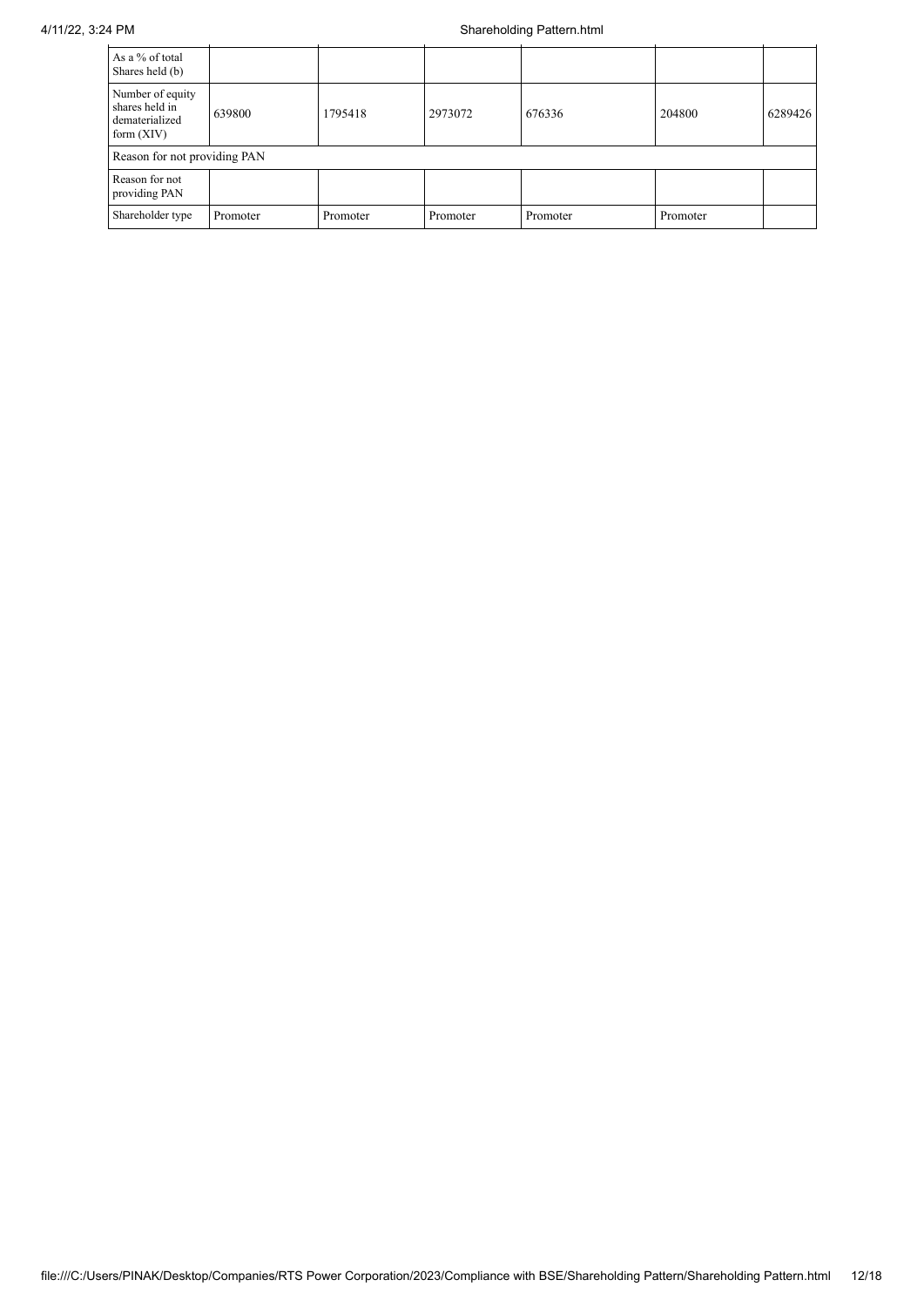| | | | | | | |
|---|---|---|---|---|---|---|
| As a % of total Shares held (b) | | | | | | |
| Number of equity shares held in dematerialized form (XIV) | 639800 | 1795418 | 2973072 | 676336 | 204800 | 6289426 |
| Reason for not providing PAN | | | | | | |
| Reason for not providing PAN | | | | | | |
| Shareholder type | Promoter | Promoter | Promoter | Promoter | Promoter | |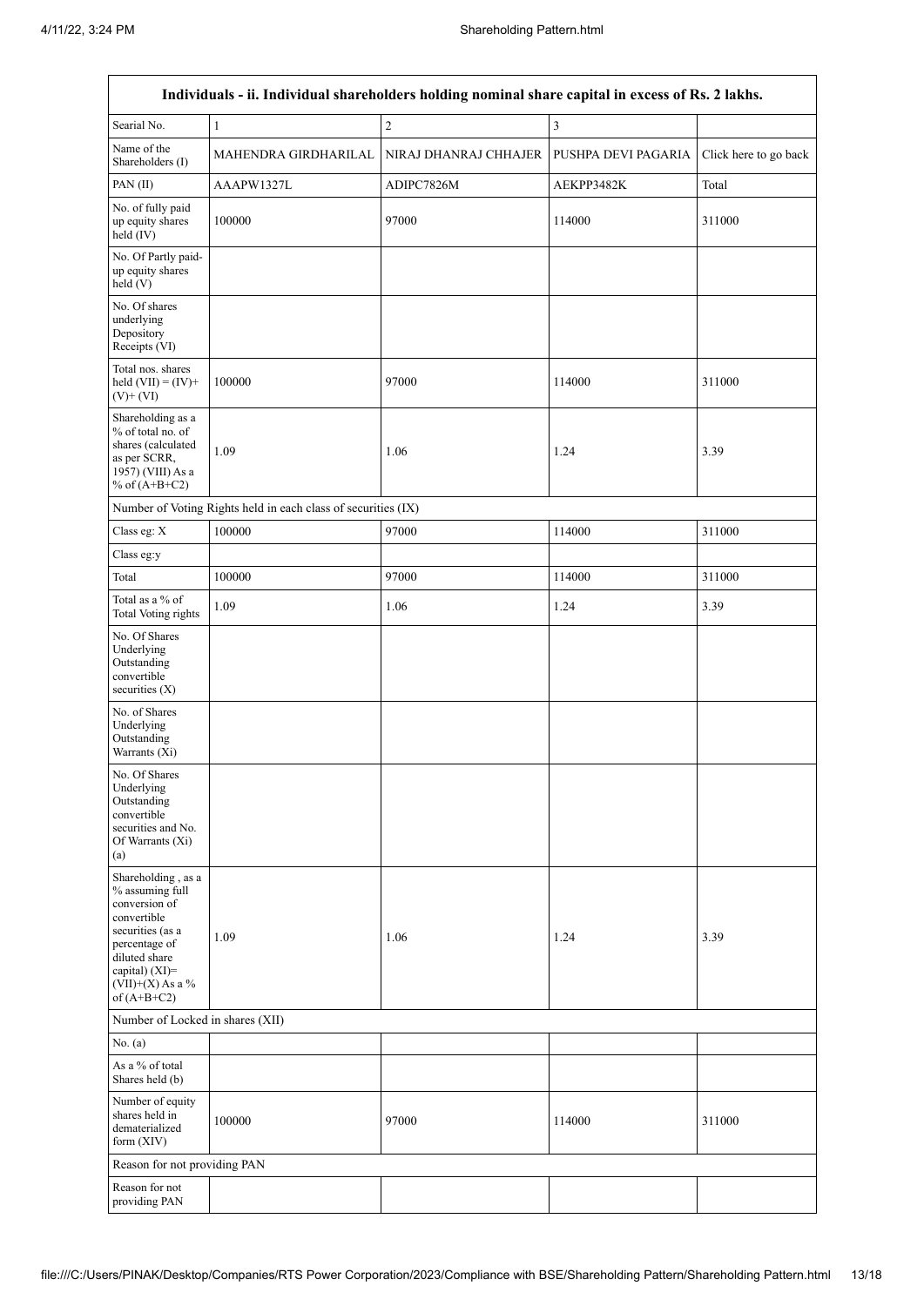| Individuals - ii. Individual shareholders holding nominal share capital in excess of Rs. 2 lakhs. | | | | |
|---|---|---|---|---|
| Searial No. | 1 | 2 | 3 | |
| Name of the Shareholders (I) | MAHENDRA GIRDHARILAL | NIRAJ DHANRAJ CHHAJER | PUSHPA DEVI PAGARIA | Click here to go back |
| PAN (II) | AAAPW1327L | ADIPC7826M | AEKPP3482K | Total |
| No. of fully paid up equity shares held (IV) | 100000 | 97000 | 114000 | 311000 |
| No. Of Partly paid-up equity shares held (V) | | | | |
| No. Of shares underlying Depository Receipts (VI) | | | | |
| Total nos. shares held (VII) = (IV)+ (V)+ (VI) | 100000 | 97000 | 114000 | 311000 |
| Shareholding as a % of total no. of shares (calculated as per SCRR, 1957) (VIII) As a % of (A+B+C2) | 1.09 | 1.06 | 1.24 | 3.39 |
| Number of Voting Rights held in each class of securities (IX) | | | | |
| Class eg: X | 100000 | 97000 | 114000 | 311000 |
| Class eg:y | | | | |
| Total | 100000 | 97000 | 114000 | 311000 |
| Total as a % of Total Voting rights | 1.09 | 1.06 | 1.24 | 3.39 |
| No. Of Shares Underlying Outstanding convertible securities (X) | | | | |
| No. of Shares Underlying Outstanding Warrants (Xi) | | | | |
| No. Of Shares Underlying Outstanding convertible securities and No. Of Warrants (Xi) (a) | | | | |
| Shareholding , as a % assuming full conversion of convertible securities (as a percentage of diluted share capital) (XI)= (VII)+(X) As a % of (A+B+C2) | 1.09 | 1.06 | 1.24 | 3.39 |
| Number of Locked in shares (XII) | | | | |
| No. (a) | | | | |
| As a % of total Shares held (b) | | | | |
| Number of equity shares held in dematerialized form (XIV) | 100000 | 97000 | 114000 | 311000 |
| Reason for not providing PAN | | | | |
| Reason for not providing PAN | | | | |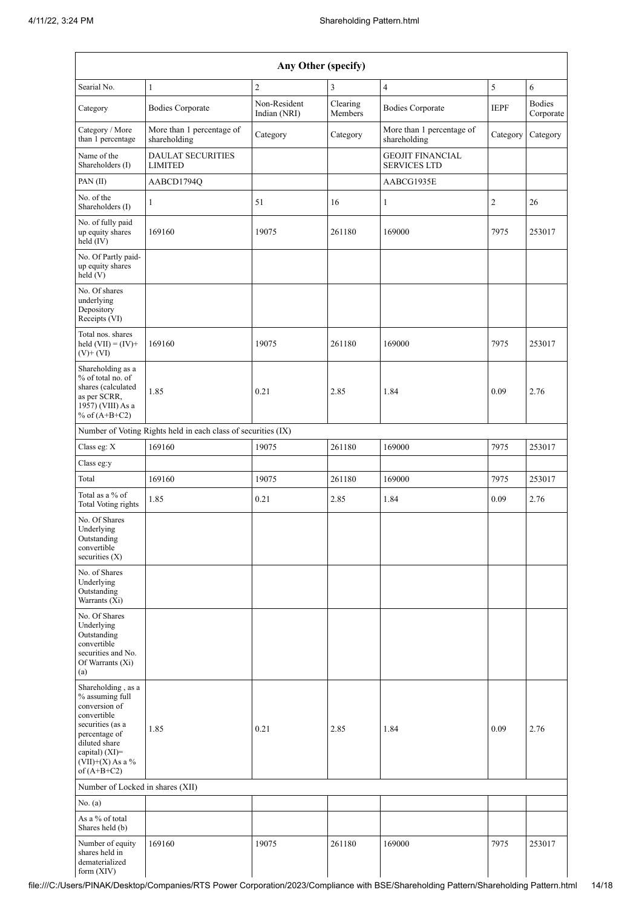| Any Other (specify) | | | | | | |
|---|---|---|---|---|---|---|
| Searial No. | 1 | 2 | 3 | 4 | 5 | 6 |
| Category | Bodies Corporate | Non-Resident Indian (NRI) | Clearing Members | Bodies Corporate | IEPF | Bodies Corporate |
| Category / More than 1 percentage | More than 1 percentage of shareholding | Category | Category | More than 1 percentage of shareholding | Category | Category |
| Name of the Shareholders (I) | DAULAT SECURITIES LIMITED | | | GEOJIT FINANCIAL SERVICES LTD | | |
| PAN (II) | AABCD1794Q | | | AABCG1935E | | |
| No. of the Shareholders (I) | 1 | 51 | 16 | 1 | 2 | 26 |
| No. of fully paid up equity shares held (IV) | 169160 | 19075 | 261180 | 169000 | 7975 | 253017 |
| No. Of Partly paid-up equity shares held (V) | | | | | | |
| No. Of shares underlying Depository Receipts (VI) | | | | | | |
| Total nos. shares held (VII) = (IV)+(V)+ (VI) | 169160 | 19075 | 261180 | 169000 | 7975 | 253017 |
| Shareholding as a % of total no. of shares (calculated as per SCRR, 1957) (VIII) As a % of (A+B+C2) | 1.85 | 0.21 | 2.85 | 1.84 | 0.09 | 2.76 |
| Number of Voting Rights held in each class of securities (IX) | | | | | | |
| Class eg: X | 169160 | 19075 | 261180 | 169000 | 7975 | 253017 |
| Class eg:y | | | | | | |
| Total | 169160 | 19075 | 261180 | 169000 | 7975 | 253017 |
| Total as a % of Total Voting rights | 1.85 | 0.21 | 2.85 | 1.84 | 0.09 | 2.76 |
| No. Of Shares Underlying Outstanding convertible securities (X) | | | | | | |
| No. of Shares Underlying Outstanding Warrants (Xi) | | | | | | |
| No. Of Shares Underlying Outstanding convertible securities and No. Of Warrants (Xi) (a) | | | | | | |
| Shareholding , as a % assuming full conversion of convertible securities (as a percentage of diluted share capital) (XI)= (VII)+(X) As a % of (A+B+C2) | 1.85 | 0.21 | 2.85 | 1.84 | 0.09 | 2.76 |
| Number of Locked in shares (XII) | | | | | | |
| No. (a) | | | | | | |
| As a % of total Shares held (b) | | | | | | |
| Number of equity shares held in dematerialized form (XIV) | 169160 | 19075 | 261180 | 169000 | 7975 | 253017 |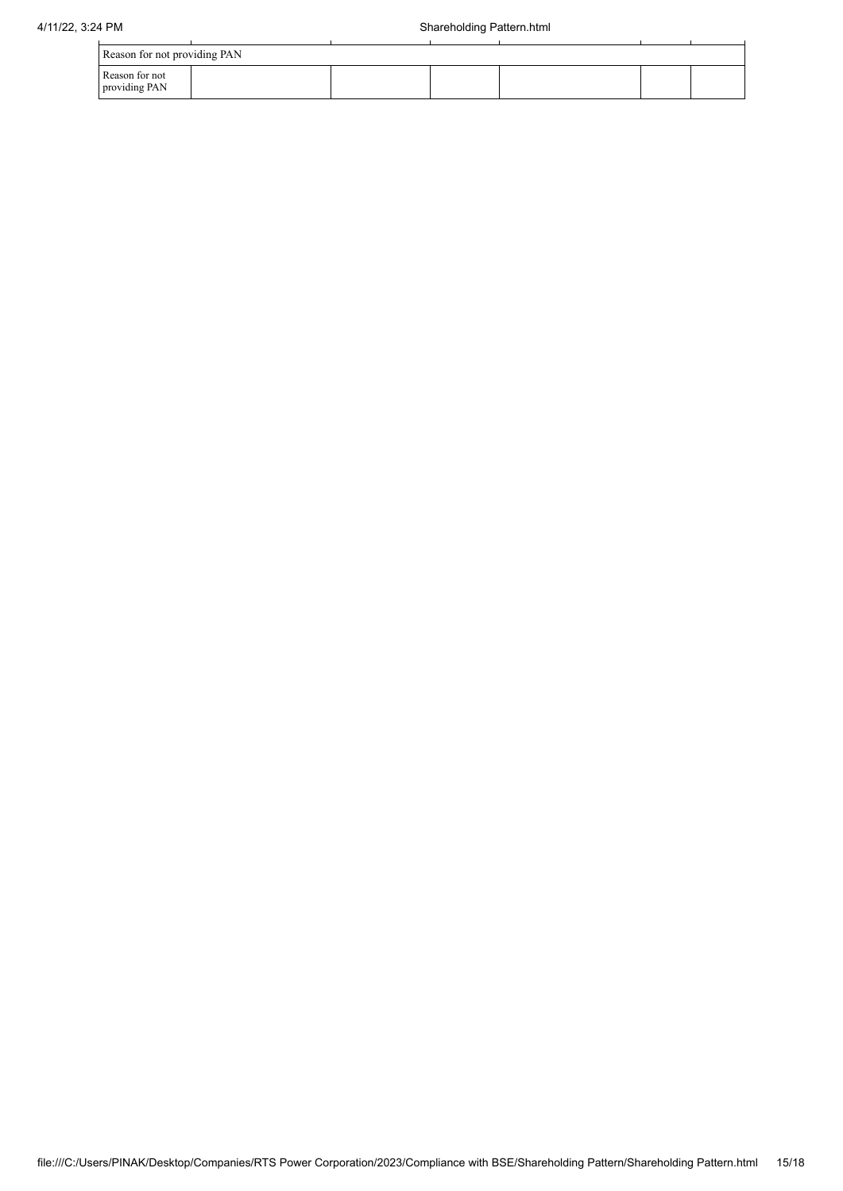| Reason for not providing PAN | | | | | | |
|---|---|---|---|---|---|---|
| Reason for not providing PAN | | | | | | |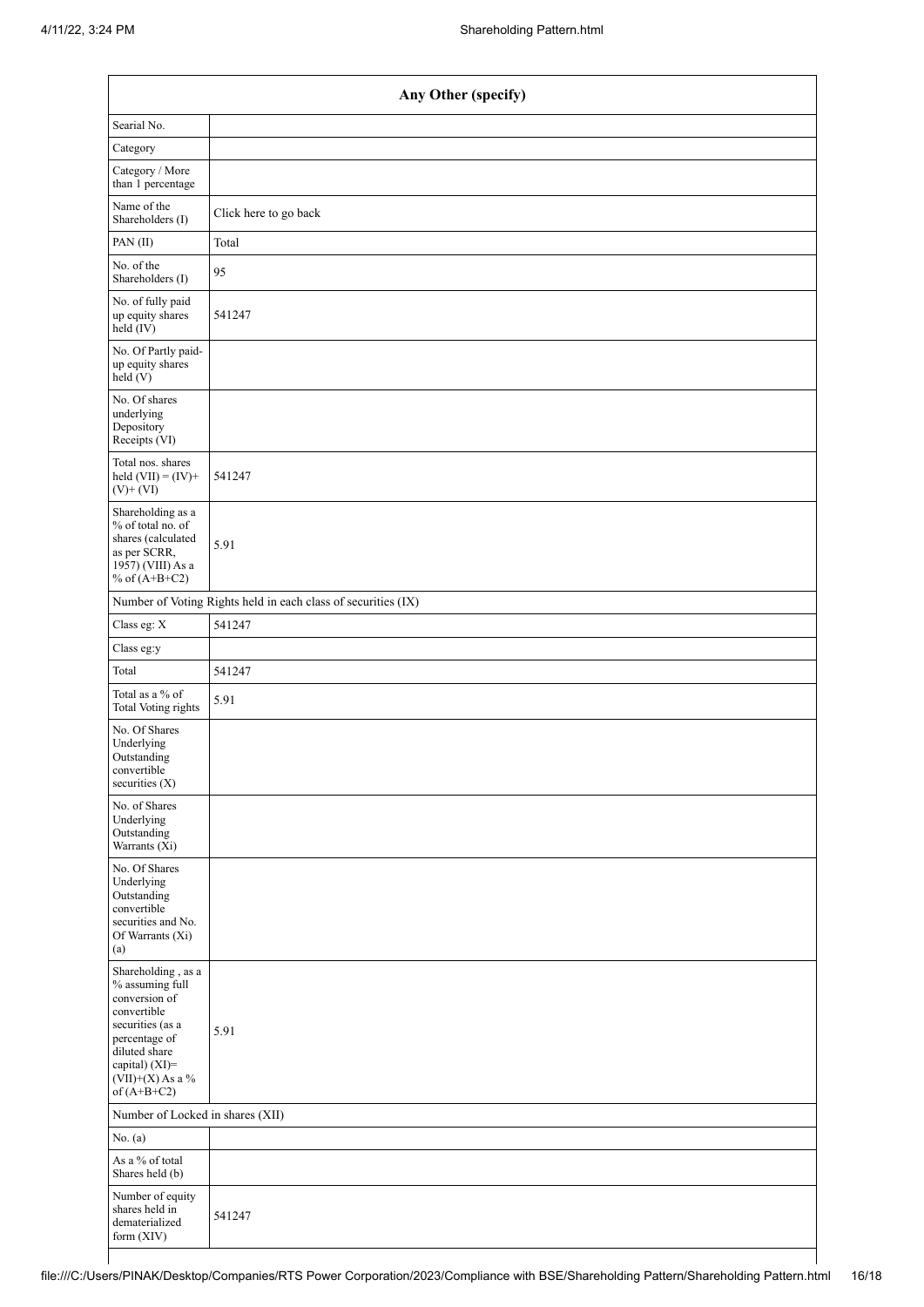| Any Other (specify) | |
|---|---|
| Searial No. | |
| Category | |
| Category / More than 1 percentage | |
| Name of the Shareholders (I) | Click here to go back |
| PAN (II) | Total |
| No. of the Shareholders (I) | 95 |
| No. of fully paid up equity shares held (IV) | 541247 |
| No. Of Partly paid-up equity shares held (V) | |
| No. Of shares underlying Depository Receipts (VI) | |
| Total nos. shares held (VII) = (IV)+ (V)+ (VI) | 541247 |
| Shareholding as a % of total no. of shares (calculated as per SCRR, 1957) (VIII) As a % of (A+B+C2) | 5.91 |
| Number of Voting Rights held in each class of securities (IX) | |
| Class eg: X | 541247 |
| Class eg:y | |
| Total | 541247 |
| Total as a % of Total Voting rights | 5.91 |
| No. Of Shares Underlying Outstanding convertible securities (X) | |
| No. of Shares Underlying Outstanding Warrants (Xi) | |
| No. Of Shares Underlying Outstanding convertible securities and No. Of Warrants (Xi) (a) | |
| Shareholding , as a % assuming full conversion of convertible securities (as a percentage of diluted share capital) (XI)= (VII)+(X) As a % of (A+B+C2) | 5.91 |
| Number of Locked in shares (XII) | |
| No. (a) | |
| As a % of total Shares held (b) | |
| Number of equity shares held in dematerialized form (XIV) | 541247 |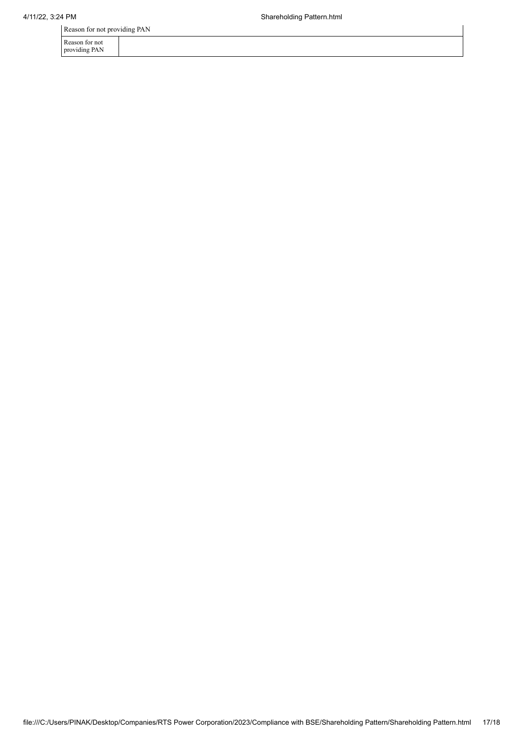| Reason for not providing PAN | |
|---|---|
| Reason for not providing PAN | |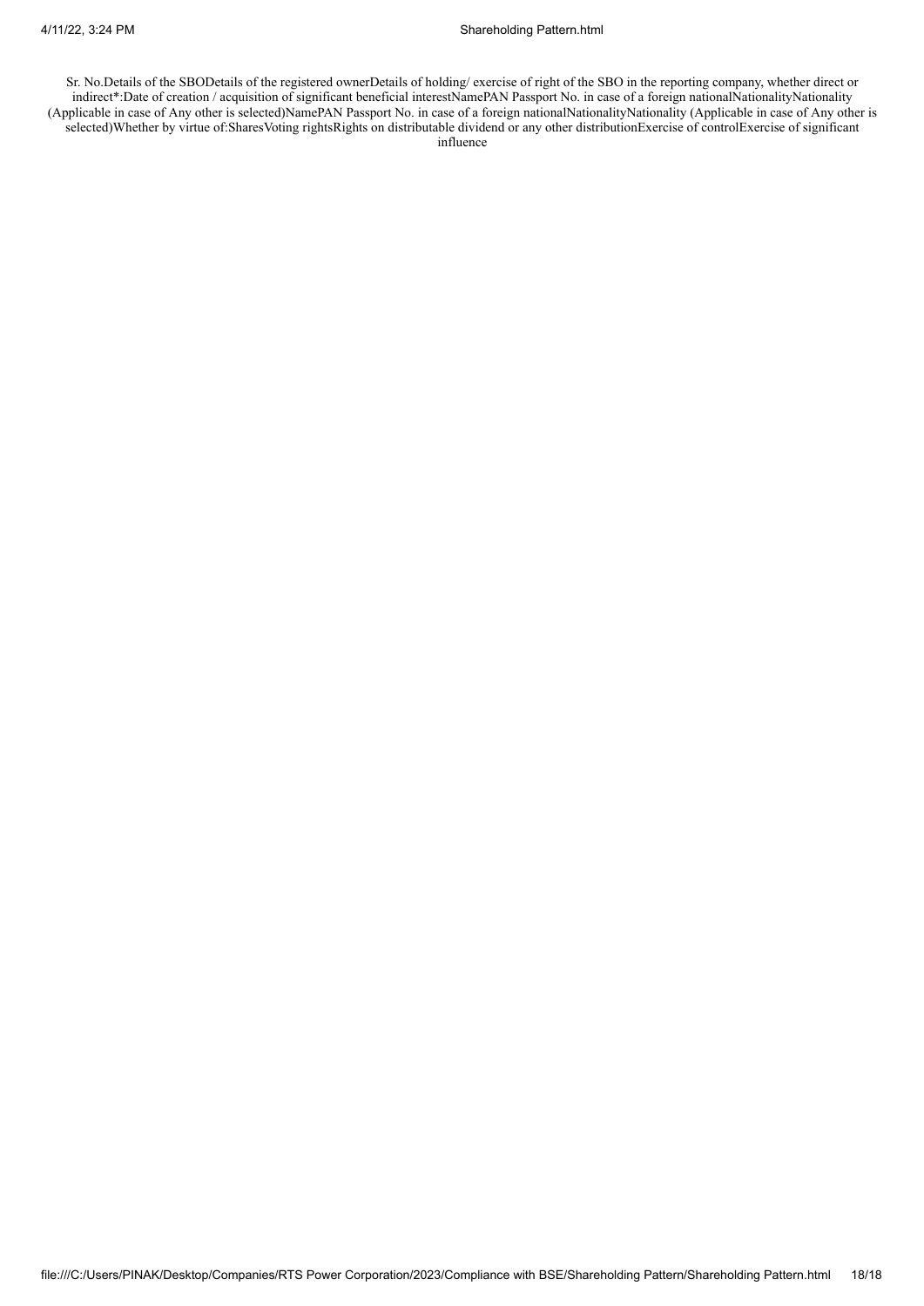Sr. No.Details of the SBODetails of the registered ownerDetails of holding/ exercise of right of the SBO in the reporting company, whether direct or indirect*:Date of creation / acquisition of significant beneficial interestNamePAN Passport No. in case of a foreign nationalNationalityNationality (Applicable in case of Any other is selected)NamePAN Passport No. in case of a foreign nationalNationalityNationality (Applicable in case of Any other is selected)Whether by virtue of:SharesVoting rightsRights on distributable dividend or any other distributionExercise of controlExercise of significant influence